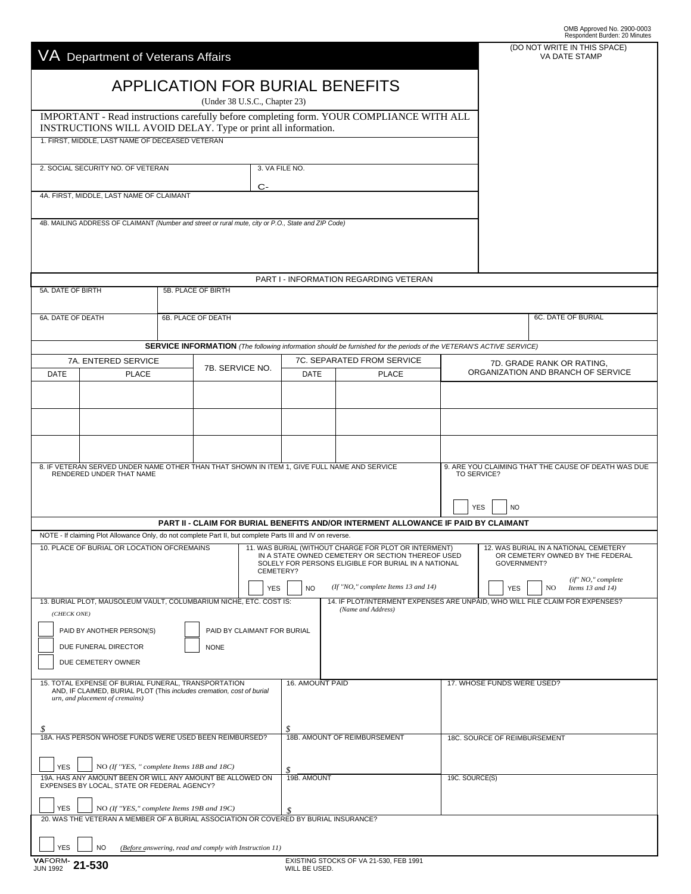OMB Approved No. 2900-0003
Respondent Burden: 20 Minutes

**VA** Department of Veterans Affairs

(DO NOT WRITE IN THIS SPACE)
VA DATE STAMP

# APPLICATION FOR BURIAL BENEFITS

(Under 38 U.S.C., Chapter 23)

IMPORTANT - Read instructions carefully before completing form. YOUR COMPLIANCE WITH ALL INSTRUCTIONS WILL AVOID DELAY. Type or print all information.

1. FIRST, MIDDLE, LAST NAME OF DECEASED VETERAN

2. SOCIAL SECURITY NO. OF VETERAN

3. VA FILE NO.
C-

4A. FIRST, MIDDLE, LAST NAME OF CLAIMANT

4B. MAILING ADDRESS OF CLAIMANT *(Number and street or rural route, city or P.O., State and ZIP Code)*

## PART I - INFORMATION REGARDING VETERAN

5A. DATE OF BIRTH

5B. PLACE OF BIRTH

6A. DATE OF DEATH

6B. PLACE OF DEATH

6C. DATE OF BURIAL

**SERVICE INFORMATION** *(The following information should be furnished for the periods of the VETERAN'S ACTIVE SERVICE)*

| 7A. ENTERED SERVICE | | 7B. SERVICE NO. | 7C. SEPARATED FROM SERVICE | | 7D. GRADE RANK OR RATING, ORGANIZATION AND BRANCH OF SERVICE |
|---|---|---|---|---|---|
| DATE | PLACE | | DATE | PLACE | |
| | | | | | |
| | | | | | |
| | | | | | |

8. IF VETERAN SERVED UNDER NAME OTHER THAN THAT SHOWN IN ITEM 1, GIVE FULL NAME AND SERVICE RENDERED UNDER THAT NAME

9. ARE YOU CLAIMING THAT THE CAUSE OF DEATH WAS DUE TO SERVICE?
☐ YES ☐ NO

## PART II - CLAIM FOR BURIAL BENEFITS AND/OR INTERMENT ALLOWANCE IF PAID BY CLAIMANT

NOTE - If claiming Plot Allowance Only, do not complete Part II, but complete Parts III and IV on reverse.

10. PLACE OF BURIAL OR LOCATION OFCREMAINS

11. WAS BURIAL (WITHOUT CHARGE FOR PLOT OR INTERMENT) IN A STATE OWNED CEMETERY OR SECTION THEREOF USED SOLELY FOR PERSONS ELIGIBLE FOR BURIAL IN A NATIONAL CEMETERY?
☐ YES ☐ NO *(If "NO," complete Items 13 and 14)*

12. WAS BURIAL IN A NATIONAL CEMETERY OR CEMETERY OWNED BY THE FEDERAL GOVERNMENT?
☐ YES ☐ NO *(if" NO," complete Items 13 and 14)*

13. BURIAL PLOT, MAUSOLEUM VAULT, COLUMBARIUM NICHE, ETC. COST IS: *(CHECK ONE)*
☐ PAID BY ANOTHER PERSON(S)
☐ PAID BY CLAIMANT FOR BURIAL
☐ DUE FUNERAL DIRECTOR
☐ NONE
☐ DUE CEMETERY OWNER

14. IF PLOT/INTERMENT EXPENSES ARE UNPAID, WHO WILL FILE CLAIM FOR EXPENSES? *(Name and Address)*

15. TOTAL EXPENSE OF BURIAL FUNERAL, TRANSPORTATION AND, IF CLAIMED, BURIAL PLOT (This *includes cremation, cost of burial urn, and placement of cremains)*
$

16. AMOUNT PAID
$

17. WHOSE FUNDS WERE USED?

18A. HAS PERSON WHOSE FUNDS WERE USED BEEN REIMBURSED?
☐ YES ☐ NO *(If "YES, " complete Items 18B and 18C)*

18B. AMOUNT OF REIMBURSEMENT
$

18C. SOURCE OF REIMBURSEMENT

19A. HAS ANY AMOUNT BEEN OR WILL ANY AMOUNT BE ALLOWED ON EXPENSES BY LOCAL, STATE OR FEDERAL AGENCY?
☐ YES ☐ NO *(If "YES," complete Items 19B and 19C)*

19B. AMOUNT
$

19C. SOURCE(S)

20. WAS THE VETERAN A MEMBER OF A BURIAL ASSOCIATION OR COVERED BY BURIAL INSURANCE?
☐ YES ☐ NO *(Before answering, read and comply with Instruction 11)*

VA FORM 21-530
JUN 1992

EXISTING STOCKS OF VA 21-530, FEB 1991 WILL BE USED.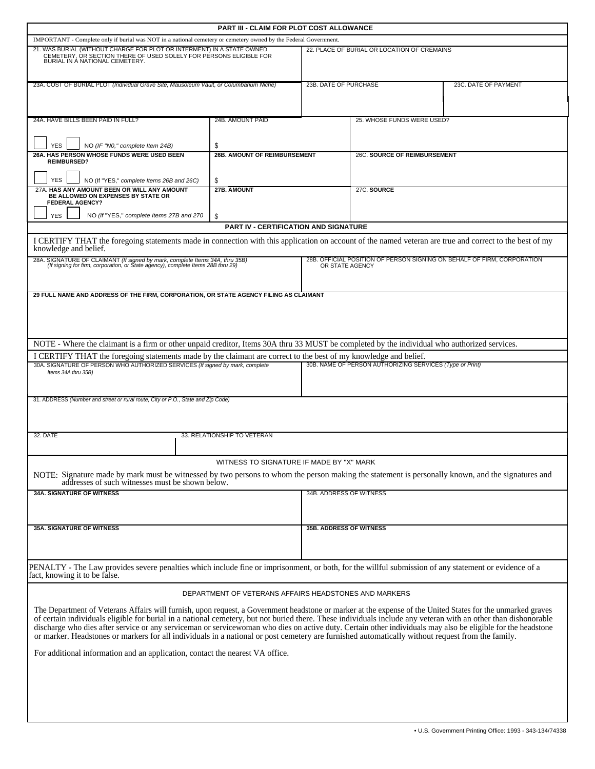## PART III - CLAIM FOR PLOT COST ALLOWANCE

IMPORTANT - Complete only if burial was NOT in a national cemetery or cemetery owned by the Federal Government.

| | | |
|---|---|---|
| 21. WAS BURIAL (WITHOUT CHARGE FOR PLOT OR INTERMENT) IN A STATE OWNED CEMETERY, OR SECTION THERE OF USED SOLELY FOR PERSONS ELIGIBLE FOR BURIAL IN A NATIONAL CEMETERY. | 22. PLACE OF BURIAL OR LOCATION OF CREMAINS | |
| 23A. COST OF BURIAL PLOT *(Individual Grave Site, Mausoleum Vault, or Columbarium Niche)* | 23B. DATE OF PURCHASE | 23C. DATE OF PAYMENT |
| 24A. HAVE BILLS BEEN PAID IN FULL? ☐ YES ☐ NO *(IF "N0," complete Item 24B)* | 24B. AMOUNT PAID $ | 25. WHOSE FUNDS WERE USED? |
| **26A. HAS PERSON WHOSE FUNDS WERE USED BEEN REIMBURSED?** ☐ YES ☐ NO (If "YES," *complete Items 26B and 26C)* | **26B. AMOUNT OF REIMBURSEMENT** $ | 26C. **SOURCE OF REIMBURSEMENT** |
| 27A. **HAS ANY AMOUNT BEEN OR WILL ANY AMOUNT BE ALLOWED ON EXPENSES BY STATE OR FEDERAL AGENCY?** ☐ YES ☐ NO *(if "YES," complete Items 27B and 270* | **27B. AMOUNT** $ | 27C. **SOURCE** |

## PART IV - CERTIFICATION AND SIGNATURE

I CERTIFY THAT the foregoing statements made in connection with this application on account of the named veteran are true and correct to the best of my knowledge and belief.

| | |
|---|---|
| 28A. SIGNATURE OF CLAIMANT *(If signed by mark, complete Items 34A, thru 35B) (If signing for firm, corporation, or State agency), complete Items 28B thru 29)* | 28B. OFFICIAL POSITION OF PERSON SIGNING ON BEHALF OF FIRM, CORPORATION OR STATE AGENCY |

**29 FULL NAME AND ADDRESS OF THE FIRM, CORPORATION, OR STATE AGENCY FILING AS CLAIMANT**

NOTE - Where the claimant is a firm or other unpaid creditor, Items 30A thru 33 MUST be completed by the individual who authorized services.

I CERTIFY THAT the foregoing statements made by the claimant are correct to the best of my knowledge and belief.

| | |
|---|---|
| 30A. SIGNATURE OF PERSON WHO AUTHORIZED SERVICES *(If signed by mark, complete Items 34A thru 35B)* | 30B. NAME OF PERSON AUTHORIZING SERVICES *(Type or Print)* |

31. ADDRESS *(Number and street or rural route, City or P.O., State and Zip Code)*

| | |
|---|---|
| 32. DATE | 33. RELATIONSHIP TO VETERAN |

### WITNESS TO SIGNATURE IF MADE BY "X" MARK

NOTE: Signature made by mark must be witnessed by two persons to whom the person making the statement is personally known, and the signatures and addresses of such witnesses must be shown below.

| | |
|---|---|
| **34A. SIGNATURE OF WITNESS** | 34B. ADDRESS OF WITNESS |
| **35A. SIGNATURE OF WITNESS** | **35B. ADDRESS OF WITNESS** |

PENALTY - The Law provides severe penalties which include fine or imprisonment, or both, for the willful submission of any statement or evidence of a fact, knowing it to be false.

### DEPARTMENT OF VETERANS AFFAIRS HEADSTONES AND MARKERS

The Department of Veterans Affairs will furnish, upon request, a Government headstone or marker at the expense of the United States for the unmarked graves of certain individuals eligible for burial in a national cemetery, but not buried there. These individuals include any veteran with an other than dishonorable discharge who dies after service or any serviceman or servicewoman who dies on active duty. Certain other individuals may also be eligible for the headstone or marker. Headstones or markers for all individuals in a national or post cemetery are furnished automatically without request from the family.

For additional information and an application, contact the nearest VA office.

• U.S. Government Printing Office: 1993 - 343-134/74338